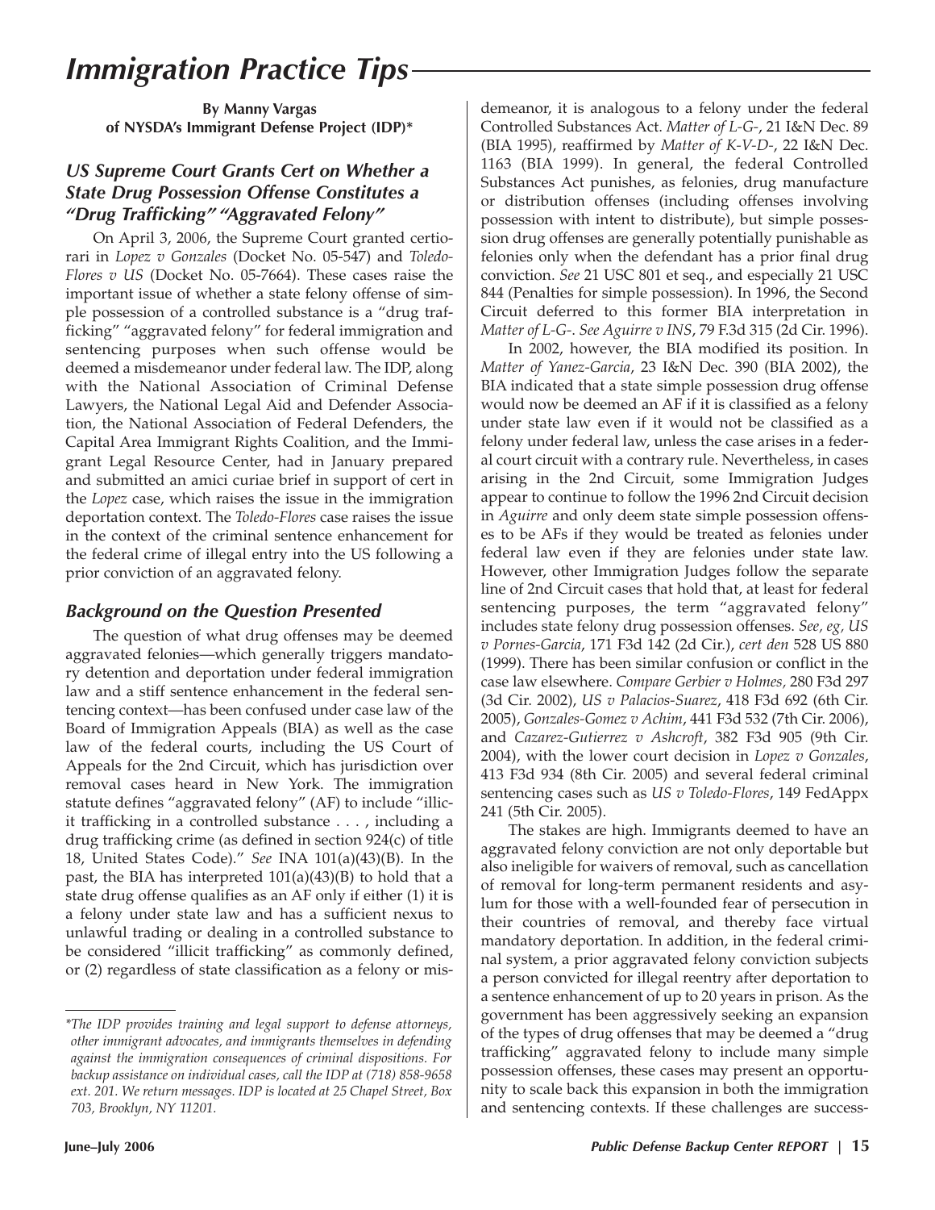# Immigration Practice Tips

**By Manny Vargas**
**of NYSDA's Immigrant Defense Project (IDP)***

### *US Supreme Court Grants Cert on Whether a State Drug Possession Offense Constitutes a "Drug Trafficking" "Aggravated Felony"*

On April 3, 2006, the Supreme Court granted certiorari in *Lopez v Gonzales* (Docket No. 05-547) and *Toledo-Flores v US* (Docket No. 05-7664). These cases raise the important issue of whether a state felony offense of simple possession of a controlled substance is a "drug trafficking" "aggravated felony" for federal immigration and sentencing purposes when such offense would be deemed a misdemeanor under federal law. The IDP, along with the National Association of Criminal Defense Lawyers, the National Legal Aid and Defender Association, the National Association of Federal Defenders, the Capital Area Immigrant Rights Coalition, and the Immigrant Legal Resource Center, had in January prepared and submitted an amici curiae brief in support of cert in the *Lopez* case, which raises the issue in the immigration deportation context. The *Toledo-Flores* case raises the issue in the context of the criminal sentence enhancement for the federal crime of illegal entry into the US following a prior conviction of an aggravated felony.

### *Background on the Question Presented*

The question of what drug offenses may be deemed aggravated felonies—which generally triggers mandatory detention and deportation under federal immigration law and a stiff sentence enhancement in the federal sentencing context—has been confused under case law of the Board of Immigration Appeals (BIA) as well as the case law of the federal courts, including the US Court of Appeals for the 2nd Circuit, which has jurisdiction over removal cases heard in New York. The immigration statute defines "aggravated felony" (AF) to include "illicit trafficking in a controlled substance . . . , including a drug trafficking crime (as defined in section 924(c) of title 18, United States Code)." *See* INA 101(a)(43)(B). In the past, the BIA has interpreted 101(a)(43)(B) to hold that a state drug offense qualifies as an AF only if either (1) it is a felony under state law and has a sufficient nexus to unlawful trading or dealing in a controlled substance to be considered "illicit trafficking" as commonly defined, or (2) regardless of state classification as a felony or misdemeanor, it is analogous to a felony under the federal Controlled Substances Act. *Matter of L-G-*, 21 I&N Dec. 89 (BIA 1995), reaffirmed by *Matter of K-V-D-*, 22 I&N Dec. 1163 (BIA 1999). In general, the federal Controlled Substances Act punishes, as felonies, drug manufacture or distribution offenses (including offenses involving possession with intent to distribute), but simple possession drug offenses are generally potentially punishable as felonies only when the defendant has a prior final drug conviction. *See* 21 USC 801 et seq., and especially 21 USC 844 (Penalties for simple possession). In 1996, the Second Circuit deferred to this former BIA interpretation in *Matter of L-G-*. *See Aguirre v INS*, 79 F.3d 315 (2d Cir. 1996).

In 2002, however, the BIA modified its position. In *Matter of Yanez-Garcia*, 23 I&N Dec. 390 (BIA 2002), the BIA indicated that a state simple possession drug offense would now be deemed an AF if it is classified as a felony under state law even if it would not be classified as a felony under federal law, unless the case arises in a federal court circuit with a contrary rule. Nevertheless, in cases arising in the 2nd Circuit, some Immigration Judges appear to continue to follow the 1996 2nd Circuit decision in *Aguirre* and only deem state simple possession offenses to be AFs if they would be treated as felonies under federal law even if they are felonies under state law. However, other Immigration Judges follow the separate line of 2nd Circuit cases that hold that, at least for federal sentencing purposes, the term "aggravated felony" includes state felony drug possession offenses. *See, eg, US v Pornes-Garcia*, 171 F3d 142 (2d Cir.), *cert den* 528 US 880 (1999). There has been similar confusion or conflict in the case law elsewhere. *Compare Gerbier v Holmes,* 280 F3d 297 (3d Cir. 2002), *US v Palacios-Suarez*, 418 F3d 692 (6th Cir. 2005), *Gonzales-Gomez v Achim*, 441 F3d 532 (7th Cir. 2006), and *Cazarez-Gutierrez v Ashcroft*, 382 F3d 905 (9th Cir. 2004), with the lower court decision in *Lopez v Gonzales*, 413 F3d 934 (8th Cir. 2005) and several federal criminal sentencing cases such as *US v Toledo-Flores*, 149 FedAppx 241 (5th Cir. 2005).

The stakes are high. Immigrants deemed to have an aggravated felony conviction are not only deportable but also ineligible for waivers of removal, such as cancellation of removal for long-term permanent residents and asylum for those with a well-founded fear of persecution in their countries of removal, and thereby face virtual mandatory deportation. In addition, in the federal criminal system, a prior aggravated felony conviction subjects a person convicted for illegal reentry after deportation to a sentence enhancement of up to 20 years in prison. As the government has been aggressively seeking an expansion of the types of drug offenses that may be deemed a "drug trafficking" aggravated felony to include many simple possession offenses, these cases may present an opportunity to scale back this expansion in both the immigration and sentencing contexts. If these challenges are success-

---

**The IDP provides training and legal support to defense attorneys, other immigrant advocates, and immigrants themselves in defending against the immigration consequences of criminal dispositions. For backup assistance on individual cases, call the IDP at (718) 858-9658 ext. 201. We return messages. IDP is located at 25 Chapel Street, Box 703, Brooklyn, NY 11201.*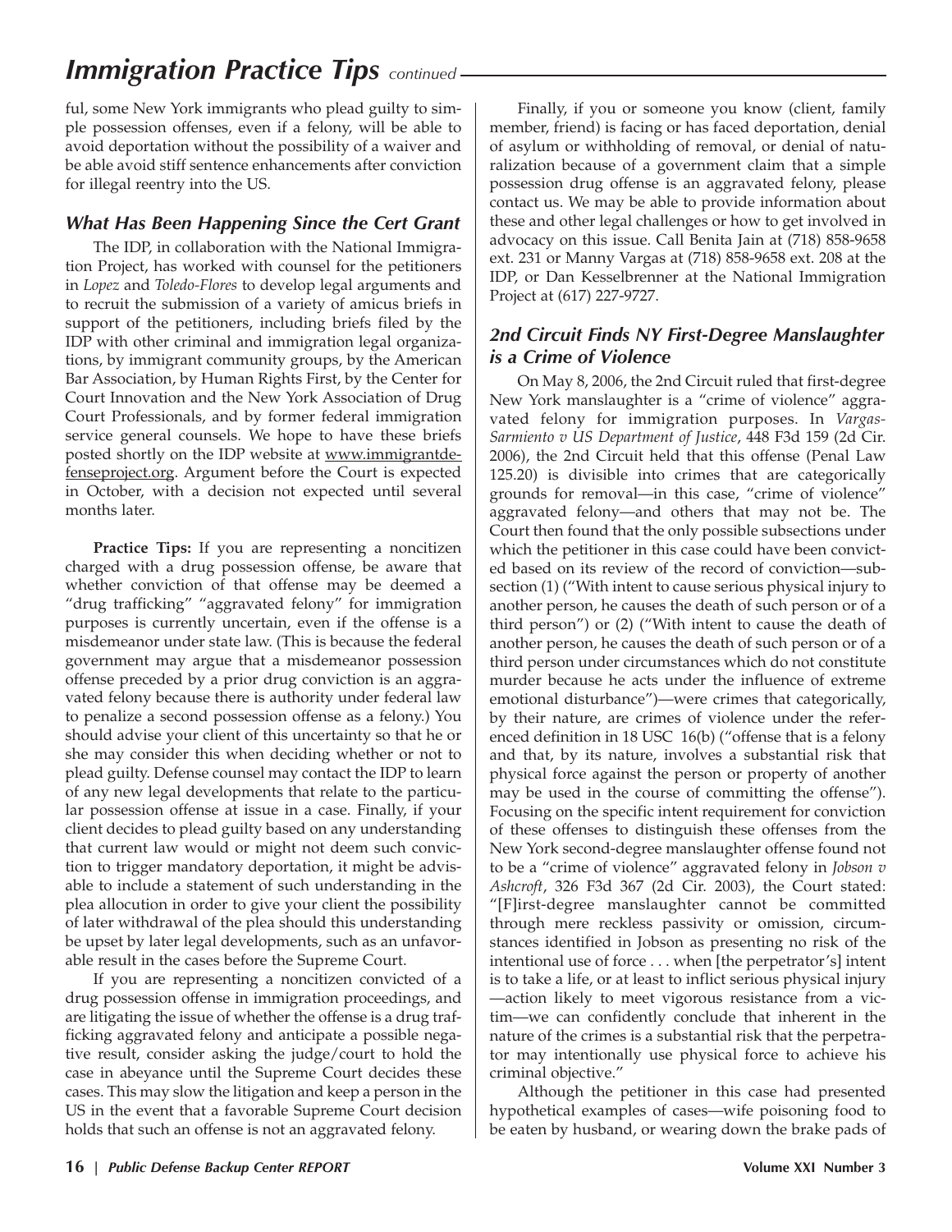ful, some New York immigrants who plead guilty to simple possession offenses, even if a felony, will be able to avoid deportation without the possibility of a waiver and be able avoid stiff sentence enhancements after conviction for illegal reentry into the US.

### *What Has Been Happening Since the Cert Grant*

The IDP, in collaboration with the National Immigration Project, has worked with counsel for the petitioners in *Lopez* and *Toledo-Flores* to develop legal arguments and to recruit the submission of a variety of amicus briefs in support of the petitioners, including briefs filed by the IDP with other criminal and immigration legal organizations, by immigrant community groups, by the American Bar Association, by Human Rights First, by the Center for Court Innovation and the New York Association of Drug Court Professionals, and by former federal immigration service general counsels. We hope to have these briefs posted shortly on the IDP website at www.immigrantdefenseproject.org. Argument before the Court is expected in October, with a decision not expected until several months later.

**Practice Tips:** If you are representing a noncitizen charged with a drug possession offense, be aware that whether conviction of that offense may be deemed a "drug trafficking" "aggravated felony" for immigration purposes is currently uncertain, even if the offense is a misdemeanor under state law. (This is because the federal government may argue that a misdemeanor possession offense preceded by a prior drug conviction is an aggravated felony because there is authority under federal law to penalize a second possession offense as a felony.) You should advise your client of this uncertainty so that he or she may consider this when deciding whether or not to plead guilty. Defense counsel may contact the IDP to learn of any new legal developments that relate to the particular possession offense at issue in a case. Finally, if your client decides to plead guilty based on any understanding that current law would or might not deem such conviction to trigger mandatory deportation, it might be advisable to include a statement of such understanding in the plea allocution in order to give your client the possibility of later withdrawal of the plea should this understanding be upset by later legal developments, such as an unfavorable result in the cases before the Supreme Court.

If you are representing a noncitizen convicted of a drug possession offense in immigration proceedings, and are litigating the issue of whether the offense is a drug trafficking aggravated felony and anticipate a possible negative result, consider asking the judge/court to hold the case in abeyance until the Supreme Court decides these cases. This may slow the litigation and keep a person in the US in the event that a favorable Supreme Court decision holds that such an offense is not an aggravated felony.

Finally, if you or someone you know (client, family member, friend) is facing or has faced deportation, denial of asylum or withholding of removal, or denial of naturalization because of a government claim that a simple possession drug offense is an aggravated felony, please contact us. We may be able to provide information about these and other legal challenges or how to get involved in advocacy on this issue. Call Benita Jain at (718) 858-9658 ext. 231 or Manny Vargas at (718) 858-9658 ext. 208 at the IDP, or Dan Kesselbrenner at the National Immigration Project at (617) 227-9727.

### *2nd Circuit Finds NY First-Degree Manslaughter is a Crime of Violence*

On May 8, 2006, the 2nd Circuit ruled that first-degree New York manslaughter is a "crime of violence" aggravated felony for immigration purposes. In *Vargas-Sarmiento v US Department of Justice*, 448 F3d 159 (2d Cir. 2006), the 2nd Circuit held that this offense (Penal Law 125.20) is divisible into crimes that are categorically grounds for removal—in this case, "crime of violence" aggravated felony—and others that may not be. The Court then found that the only possible subsections under which the petitioner in this case could have been convicted based on its review of the record of conviction—subsection (1) ("With intent to cause serious physical injury to another person, he causes the death of such person or of a third person") or (2) ("With intent to cause the death of another person, he causes the death of such person or of a third person under circumstances which do not constitute murder because he acts under the influence of extreme emotional disturbance")—were crimes that categorically, by their nature, are crimes of violence under the referenced definition in 18 USC 16(b) ("offense that is a felony and that, by its nature, involves a substantial risk that physical force against the person or property of another may be used in the course of committing the offense"). Focusing on the specific intent requirement for conviction of these offenses to distinguish these offenses from the New York second-degree manslaughter offense found not to be a "crime of violence" aggravated felony in *Jobson v Ashcroft*, 326 F3d 367 (2d Cir. 2003), the Court stated: "[F]irst-degree manslaughter cannot be committed through mere reckless passivity or omission, circumstances identified in Jobson as presenting no risk of the intentional use of force . . . when [the perpetrator's] intent is to take a life, or at least to inflict serious physical injury—action likely to meet vigorous resistance from a victim—we can confidently conclude that inherent in the nature of the crimes is a substantial risk that the perpetrator may intentionally use physical force to achieve his criminal objective."

Although the petitioner in this case had presented hypothetical examples of cases—wife poisoning food to be eaten by husband, or wearing down the brake pads of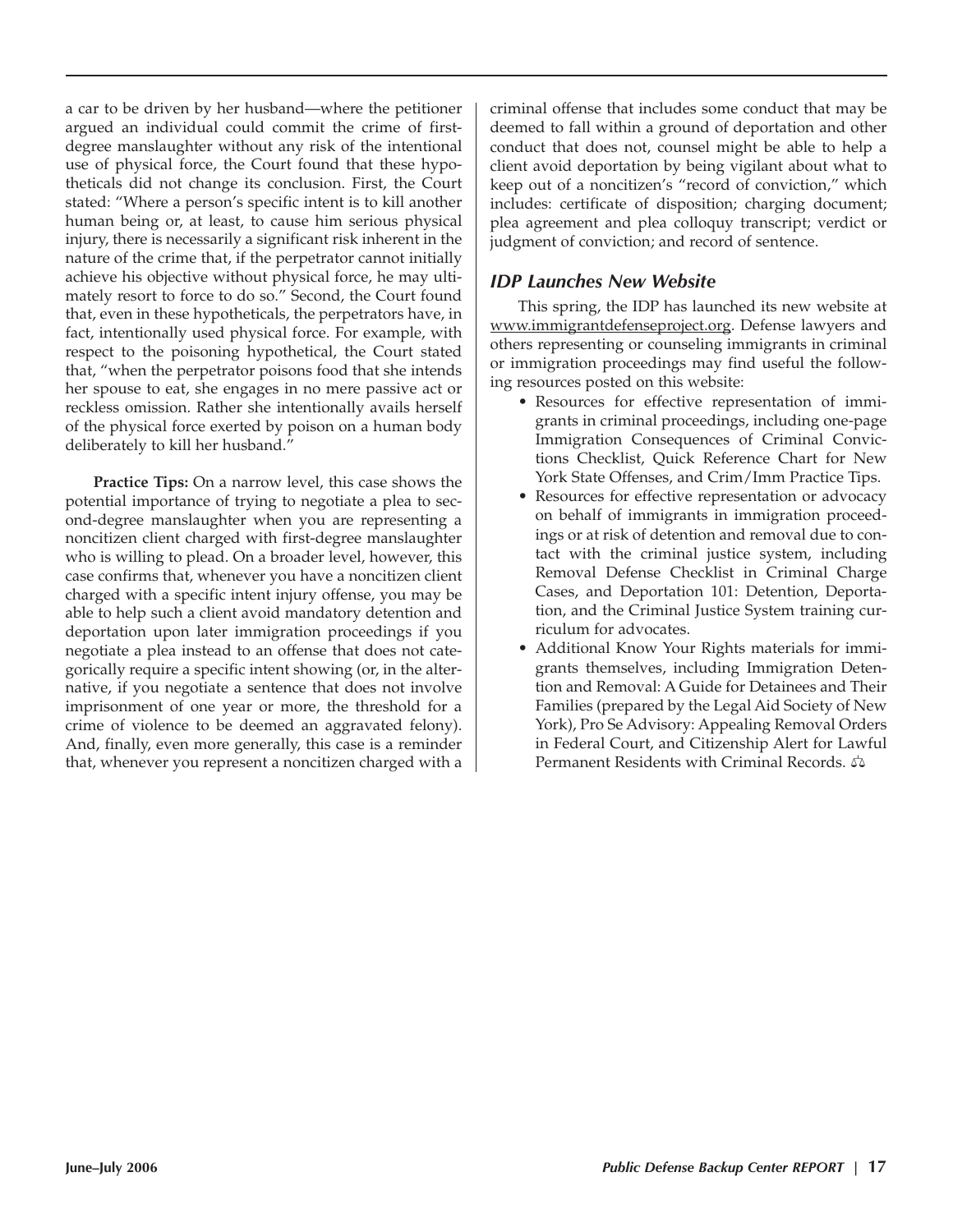a car to be driven by her husband—where the petitioner argued an individual could commit the crime of first-degree manslaughter without any risk of the intentional use of physical force, the Court found that these hypotheticals did not change its conclusion. First, the Court stated: "Where a person's specific intent is to kill another human being or, at least, to cause him serious physical injury, there is necessarily a significant risk inherent in the nature of the crime that, if the perpetrator cannot initially achieve his objective without physical force, he may ultimately resort to force to do so." Second, the Court found that, even in these hypotheticals, the perpetrators have, in fact, intentionally used physical force. For example, with respect to the poisoning hypothetical, the Court stated that, "when the perpetrator poisons food that she intends her spouse to eat, she engages in no mere passive act or reckless omission. Rather she intentionally avails herself of the physical force exerted by poison on a human body deliberately to kill her husband."

**Practice Tips:** On a narrow level, this case shows the potential importance of trying to negotiate a plea to second-degree manslaughter when you are representing a noncitizen client charged with first-degree manslaughter who is willing to plead. On a broader level, however, this case confirms that, whenever you have a noncitizen client charged with a specific intent injury offense, you may be able to help such a client avoid mandatory detention and deportation upon later immigration proceedings if you negotiate a plea instead to an offense that does not categorically require a specific intent showing (or, in the alternative, if you negotiate a sentence that does not involve imprisonment of one year or more, the threshold for a crime of violence to be deemed an aggravated felony). And, finally, even more generally, this case is a reminder that, whenever you represent a noncitizen charged with a criminal offense that includes some conduct that may be deemed to fall within a ground of deportation and other conduct that does not, counsel might be able to help a client avoid deportation by being vigilant about what to keep out of a noncitizen's "record of conviction," which includes: certificate of disposition; charging document; plea agreement and plea colloquy transcript; verdict or judgment of conviction; and record of sentence.

### *IDP Launches New Website*

This spring, the IDP has launched its new website at www.immigrantdefenseproject.org. Defense lawyers and others representing or counseling immigrants in criminal or immigration proceedings may find useful the following resources posted on this website:

- Resources for effective representation of immigrants in criminal proceedings, including one-page Immigration Consequences of Criminal Convictions Checklist, Quick Reference Chart for New York State Offenses, and Crim/Imm Practice Tips.
- Resources for effective representation or advocacy on behalf of immigrants in immigration proceedings or at risk of detention and removal due to contact with the criminal justice system, including Removal Defense Checklist in Criminal Charge Cases, and Deportation 101: Detention, Deportation, and the Criminal Justice System training curriculum for advocates.
- Additional Know Your Rights materials for immigrants themselves, including Immigration Detention and Removal: A Guide for Detainees and Their Families (prepared by the Legal Aid Society of New York), Pro Se Advisory: Appealing Removal Orders in Federal Court, and Citizenship Alert for Lawful Permanent Residents with Criminal Records.